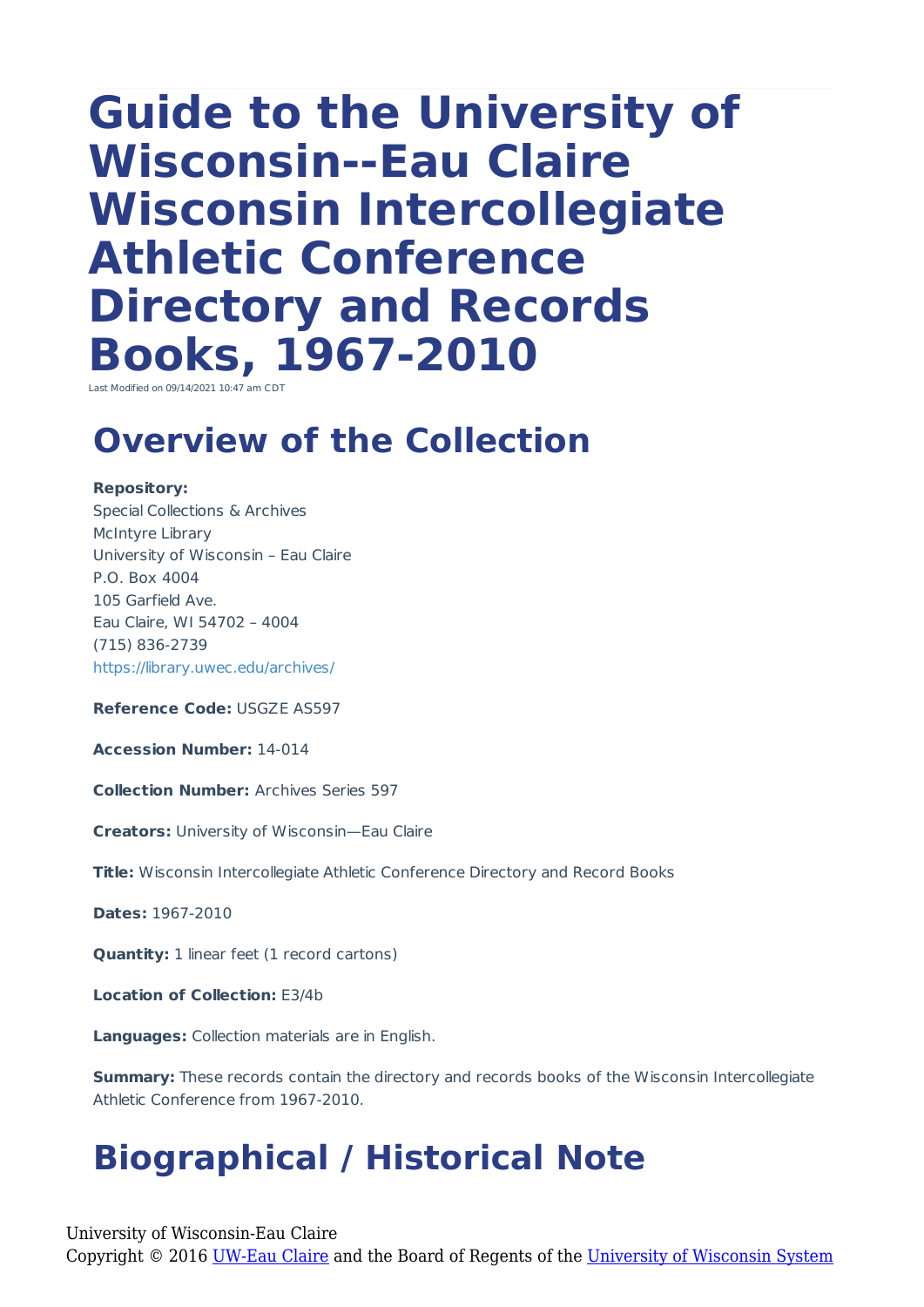# Guide to the University of Wisconsin--Eau Claire Wisconsin Intercollegiate Athletic Conference Directory and Records Books, 1967-2010

Last Modified on 09/14/2021 10:47 am CDT

## Overview of the Collection

**Repository:**
Special Collections & Archives
McIntyre Library
University of Wisconsin – Eau Claire
P.O. Box 4004
105 Garfield Ave.
Eau Claire, WI 54702 – 4004
(715) 836-2739
https://library.uwec.edu/archives/

**Reference Code:** USGZE AS597

**Accession Number:** 14-014

**Collection Number:** Archives Series 597

**Creators:** University of Wisconsin—Eau Claire

**Title:** Wisconsin Intercollegiate Athletic Conference Directory and Record Books

**Dates:** 1967-2010

**Quantity:** 1 linear feet (1 record cartons)

**Location of Collection:** E3/4b

**Languages:** Collection materials are in English.

**Summary:** These records contain the directory and records books of the Wisconsin Intercollegiate Athletic Conference from 1967-2010.

## Biographical / Historical Note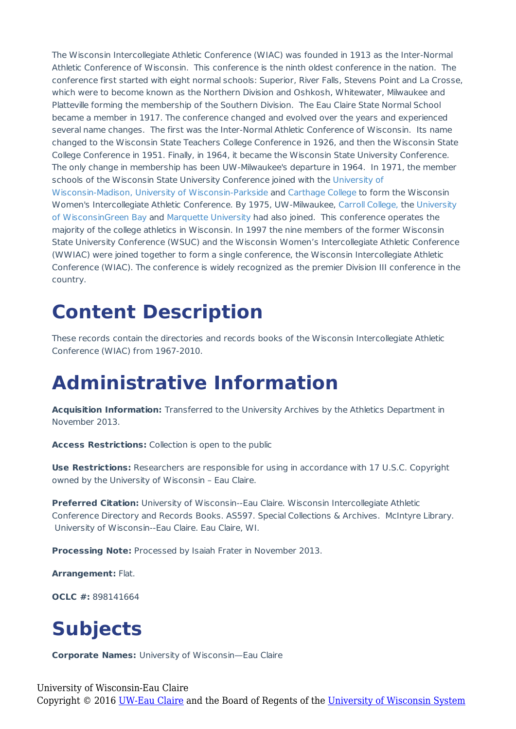The Wisconsin Intercollegiate Athletic Conference (WIAC) was founded in 1913 as the Inter-Normal Athletic Conference of Wisconsin.  This conference is the ninth oldest conference in the nation.  The conference first started with eight normal schools: Superior, River Falls, Stevens Point and La Crosse, which were to become known as the Northern Division and Oshkosh, Whitewater, Milwaukee and Platteville forming the membership of the Southern Division.  The Eau Claire State Normal School became a member in 1917. The conference changed and evolved over the years and experienced several name changes.  The first was the Inter-Normal Athletic Conference of Wisconsin.  Its name changed to the Wisconsin State Teachers College Conference in 1926, and then the Wisconsin State College Conference in 1951. Finally, in 1964, it became the Wisconsin State University Conference. The only change in membership has been UW-Milwaukee's departure in 1964.  In 1971, the member schools of the Wisconsin State University Conference joined with the University of Wisconsin-Madison, University of Wisconsin-Parkside and Carthage College to form the Wisconsin Women's Intercollegiate Athletic Conference. By 1975, UW-Milwaukee, Carroll College, the University of WisconsinGreen Bay and Marquette University had also joined.  This conference operates the majority of the college athletics in Wisconsin. In 1997 the nine members of the former Wisconsin State University Conference (WSUC) and the Wisconsin Women's Intercollegiate Athletic Conference (WWIAC) were joined together to form a single conference, the Wisconsin Intercollegiate Athletic Conference (WIAC). The conference is widely recognized as the premier Division III conference in the country.

# Content Description

These records contain the directories and records books of the Wisconsin Intercollegiate Athletic Conference (WIAC) from 1967-2010.

# Administrative Information

**Acquisition Information:** Transferred to the University Archives by the Athletics Department in November 2013.

**Access Restrictions:** Collection is open to the public

**Use Restrictions:** Researchers are responsible for using in accordance with 17 U.S.C. Copyright owned by the University of Wisconsin – Eau Claire.

**Preferred Citation:** University of Wisconsin--Eau Claire. Wisconsin Intercollegiate Athletic Conference Directory and Records Books. AS597. Special Collections & Archives.  McIntyre Library. University of Wisconsin--Eau Claire. Eau Claire, WI.

**Processing Note:** Processed by Isaiah Frater in November 2013.

**Arrangement:** Flat.

**OCLC #:** 898141664

# Subjects

**Corporate Names:** University of Wisconsin—Eau Claire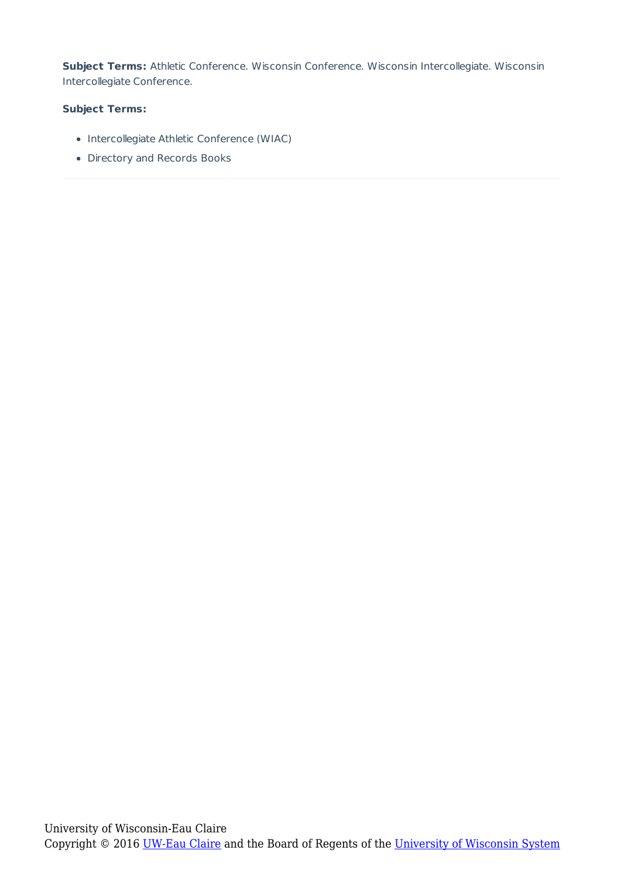**Subject Terms:** Athletic Conference. Wisconsin Conference. Wisconsin Intercollegiate. Wisconsin Intercollegiate Conference.

**Subject Terms:**

- Intercollegiate Athletic Conference (WIAC)
- Directory and Records Books

---

University of Wisconsin-Eau Claire
Copyright © 2016 UW-Eau Claire and the Board of Regents of the University of Wisconsin System